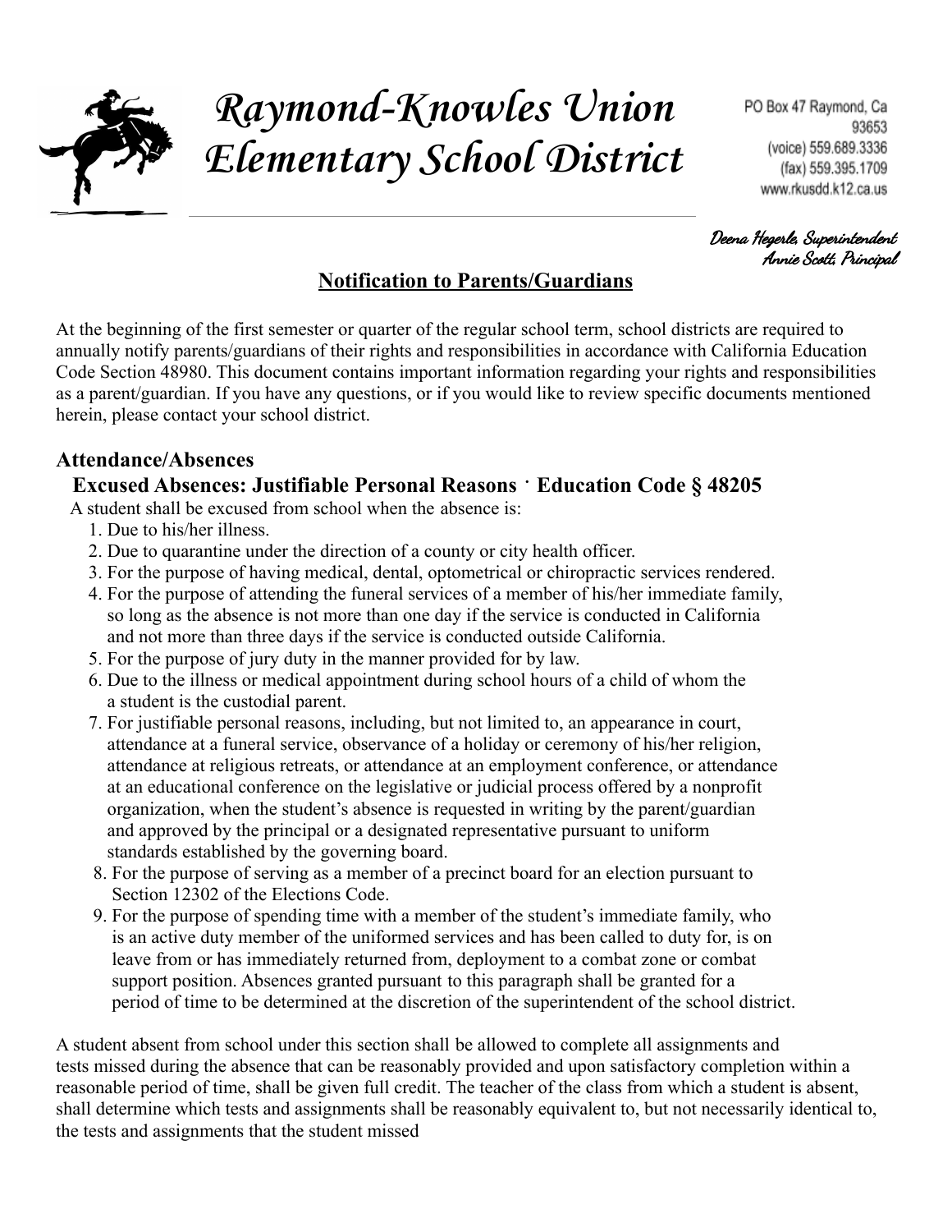# Raymond-Knowles Union Elementary School District

PO Box 47 Raymond, Ca 93653
(voice) 559.689.3336
(fax) 559.395.1709
www.rkusdd.k12.ca.us

*Deena Hegerle, Superintendent*
*Annie Scott, Principal*

## Notification to Parents/Guardians

At the beginning of the first semester or quarter of the regular school term, school districts are required to annually notify parents/guardians of their rights and responsibilities in accordance with California Education Code Section 48980. This document contains important information regarding your rights and responsibilities as a parent/guardian. If you have any questions, or if you would like to review specific documents mentioned herein, please contact your school district.

## Attendance/Absences

### Excused Absences: Justifiable Personal Reasons · Education Code § 48205

A student shall be excused from school when the absence is:

1. Due to his/her illness.
2. Due to quarantine under the direction of a county or city health officer.
3. For the purpose of having medical, dental, optometrical or chiropractic services rendered.
4. For the purpose of attending the funeral services of a member of his/her immediate family, so long as the absence is not more than one day if the service is conducted in California and not more than three days if the service is conducted outside California.
5. For the purpose of jury duty in the manner provided for by law.
6. Due to the illness or medical appointment during school hours of a child of whom the a student is the custodial parent.
7. For justifiable personal reasons, including, but not limited to, an appearance in court, attendance at a funeral service, observance of a holiday or ceremony of his/her religion, attendance at religious retreats, or attendance at an employment conference, or attendance at an educational conference on the legislative or judicial process offered by a nonprofit organization, when the student's absence is requested in writing by the parent/guardian and approved by the principal or a designated representative pursuant to uniform standards established by the governing board.
8. For the purpose of serving as a member of a precinct board for an election pursuant to Section 12302 of the Elections Code.
9. For the purpose of spending time with a member of the student's immediate family, who is an active duty member of the uniformed services and has been called to duty for, is on leave from or has immediately returned from, deployment to a combat zone or combat support position. Absences granted pursuant to this paragraph shall be granted for a period of time to be determined at the discretion of the superintendent of the school district.

A student absent from school under this section shall be allowed to complete all assignments and tests missed during the absence that can be reasonably provided and upon satisfactory completion within a reasonable period of time, shall be given full credit. The teacher of the class from which a student is absent, shall determine which tests and assignments shall be reasonably equivalent to, but not necessarily identical to, the tests and assignments that the student missed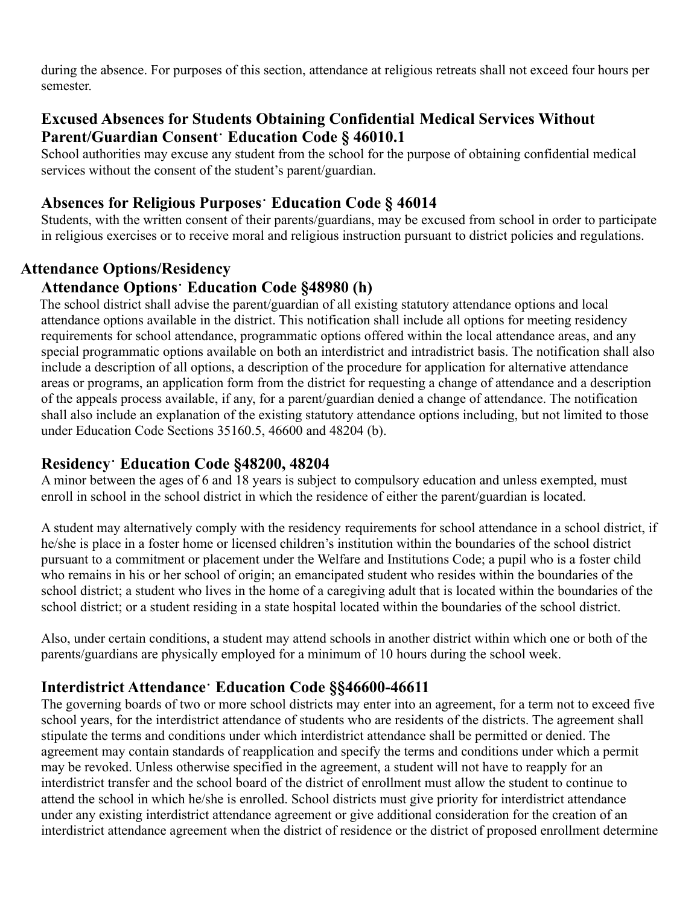during the absence. For purposes of this section, attendance at religious retreats shall not exceed four hours per semester.

### Excused Absences for Students Obtaining Confidential Medical Services Without Parent/Guardian Consent· Education Code § 46010.1

School authorities may excuse any student from the school for the purpose of obtaining confidential medical services without the consent of the student's parent/guardian.

### Absences for Religious Purposes· Education Code § 46014

Students, with the written consent of their parents/guardians, may be excused from school in order to participate in religious exercises or to receive moral and religious instruction pursuant to district policies and regulations.

## Attendance Options/Residency

### Attendance Options· Education Code §48980 (h)

The school district shall advise the parent/guardian of all existing statutory attendance options and local attendance options available in the district. This notification shall include all options for meeting residency requirements for school attendance, programmatic options offered within the local attendance areas, and any special programmatic options available on both an interdistrict and intradistrict basis. The notification shall also include a description of all options, a description of the procedure for application for alternative attendance areas or programs, an application form from the district for requesting a change of attendance and a description of the appeals process available, if any, for a parent/guardian denied a change of attendance. The notification shall also include an explanation of the existing statutory attendance options including, but not limited to those under Education Code Sections 35160.5, 46600 and 48204 (b).

### Residency· Education Code §48200, 48204

A minor between the ages of 6 and 18 years is subject to compulsory education and unless exempted, must enroll in school in the school district in which the residence of either the parent/guardian is located.

A student may alternatively comply with the residency requirements for school attendance in a school district, if he/she is place in a foster home or licensed children's institution within the boundaries of the school district pursuant to a commitment or placement under the Welfare and Institutions Code; a pupil who is a foster child who remains in his or her school of origin; an emancipated student who resides within the boundaries of the school district; a student who lives in the home of a caregiving adult that is located within the boundaries of the school district; or a student residing in a state hospital located within the boundaries of the school district.

Also, under certain conditions, a student may attend schools in another district within which one or both of the parents/guardians are physically employed for a minimum of 10 hours during the school week.

### Interdistrict Attendance· Education Code §§46600-46611

The governing boards of two or more school districts may enter into an agreement, for a term not to exceed five school years, for the interdistrict attendance of students who are residents of the districts. The agreement shall stipulate the terms and conditions under which interdistrict attendance shall be permitted or denied. The agreement may contain standards of reapplication and specify the terms and conditions under which a permit may be revoked. Unless otherwise specified in the agreement, a student will not have to reapply for an interdistrict transfer and the school board of the district of enrollment must allow the student to continue to attend the school in which he/she is enrolled. School districts must give priority for interdistrict attendance under any existing interdistrict attendance agreement or give additional consideration for the creation of an interdistrict attendance agreement when the district of residence or the district of proposed enrollment determine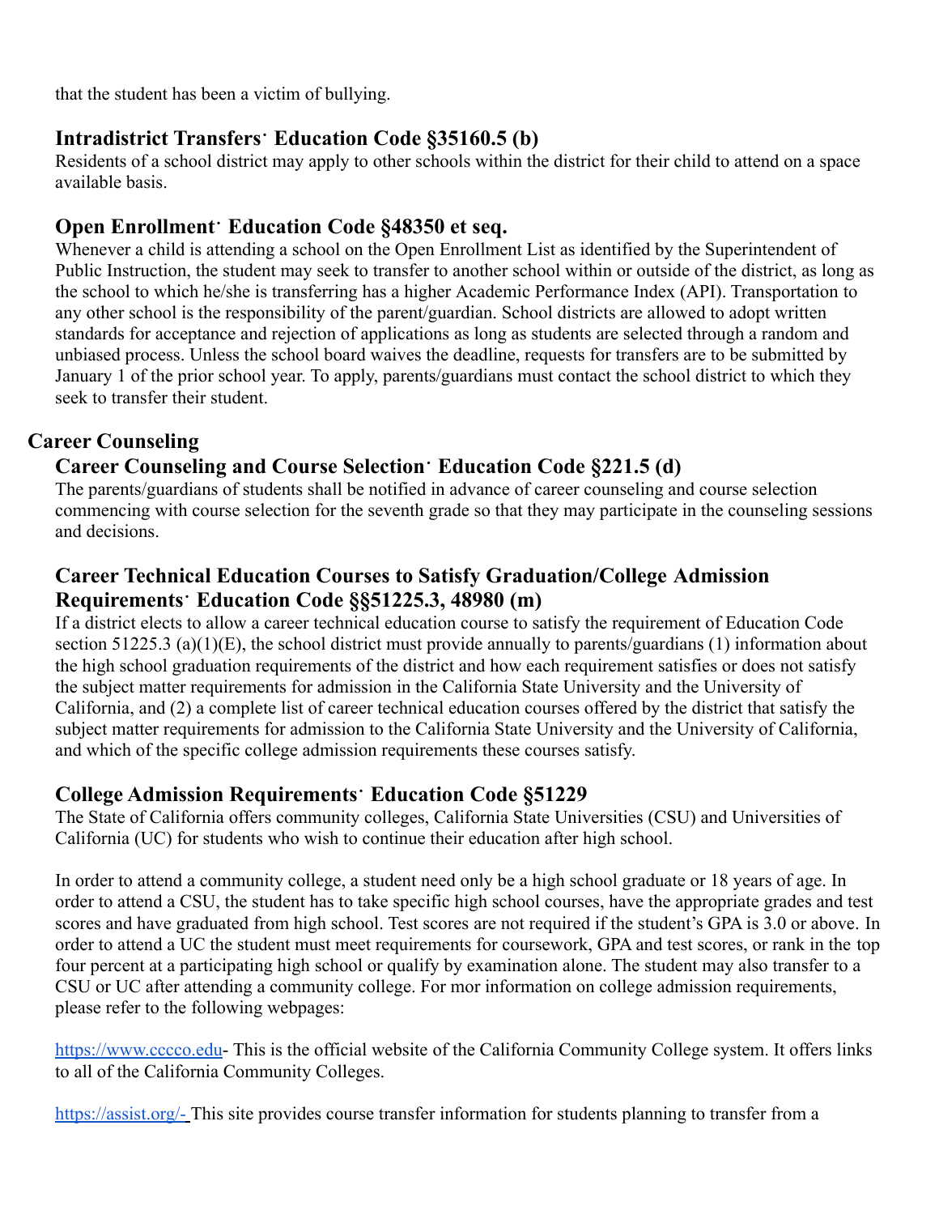that the student has been a victim of bullying.

### Intradistrict Transfers· Education Code §35160.5 (b)

Residents of a school district may apply to other schools within the district for their child to attend on a space available basis.

### Open Enrollment· Education Code §48350 et seq.

Whenever a child is attending a school on the Open Enrollment List as identified by the Superintendent of Public Instruction, the student may seek to transfer to another school within or outside of the district, as long as the school to which he/she is transferring has a higher Academic Performance Index (API). Transportation to any other school is the responsibility of the parent/guardian. School districts are allowed to adopt written standards for acceptance and rejection of applications as long as students are selected through a random and unbiased process. Unless the school board waives the deadline, requests for transfers are to be submitted by January 1 of the prior school year. To apply, parents/guardians must contact the school district to which they seek to transfer their student.

## Career Counseling

### Career Counseling and Course Selection· Education Code §221.5 (d)

The parents/guardians of students shall be notified in advance of career counseling and course selection commencing with course selection for the seventh grade so that they may participate in the counseling sessions and decisions.

### Career Technical Education Courses to Satisfy Graduation/College Admission Requirements· Education Code §§51225.3, 48980 (m)

If a district elects to allow a career technical education course to satisfy the requirement of Education Code section 51225.3 (a)(1)(E), the school district must provide annually to parents/guardians (1) information about the high school graduation requirements of the district and how each requirement satisfies or does not satisfy the subject matter requirements for admission in the California State University and the University of California, and (2) a complete list of career technical education courses offered by the district that satisfy the subject matter requirements for admission to the California State University and the University of California, and which of the specific college admission requirements these courses satisfy.

### College Admission Requirements· Education Code §51229

The State of California offers community colleges, California State Universities (CSU) and Universities of California (UC) for students who wish to continue their education after high school.

In order to attend a community college, a student need only be a high school graduate or 18 years of age. In order to attend a CSU, the student has to take specific high school courses, have the appropriate grades and test scores and have graduated from high school. Test scores are not required if the student's GPA is 3.0 or above. In order to attend a UC the student must meet requirements for coursework, GPA and test scores, or rank in the top four percent at a participating high school or qualify by examination alone. The student may also transfer to a CSU or UC after attending a community college. For mor information on college admission requirements, please refer to the following webpages:

https://www.cccco.edu- This is the official website of the California Community College system. It offers links to all of the California Community Colleges.

https://assist.org/- This site provides course transfer information for students planning to transfer from a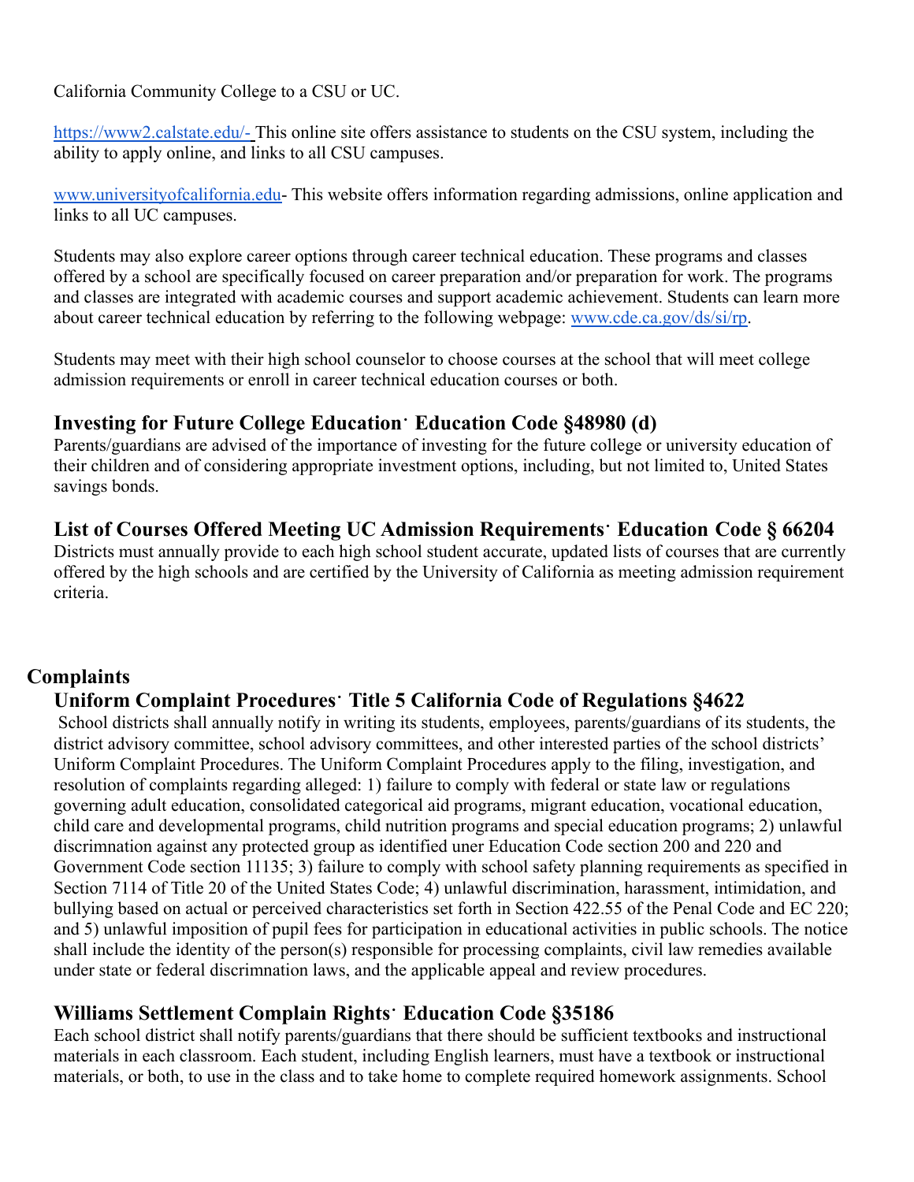California Community College to a CSU or UC.

https://www2.calstate.edu/- This online site offers assistance to students on the CSU system, including the ability to apply online, and links to all CSU campuses.

www.universityofcalifornia.edu- This website offers information regarding admissions, online application and links to all UC campuses.

Students may also explore career options through career technical education. These programs and classes offered by a school are specifically focused on career preparation and/or preparation for work. The programs and classes are integrated with academic courses and support academic achievement. Students can learn more about career technical education by referring to the following webpage: www.cde.ca.gov/ds/si/rp.

Students may meet with their high school counselor to choose courses at the school that will meet college admission requirements or enroll in career technical education courses or both.

### Investing for Future College Education· Education Code §48980 (d)

Parents/guardians are advised of the importance of investing for the future college or university education of their children and of considering appropriate investment options, including, but not limited to, United States savings bonds.

### List of Courses Offered Meeting UC Admission Requirements· Education Code § 66204

Districts must annually provide to each high school student accurate, updated lists of courses that are currently offered by the high schools and are certified by the University of California as meeting admission requirement criteria.

## Complaints

### Uniform Complaint Procedures· Title 5 California Code of Regulations §4622

School districts shall annually notify in writing its students, employees, parents/guardians of its students, the district advisory committee, school advisory committees, and other interested parties of the school districts' Uniform Complaint Procedures. The Uniform Complaint Procedures apply to the filing, investigation, and resolution of complaints regarding alleged: 1) failure to comply with federal or state law or regulations governing adult education, consolidated categorical aid programs, migrant education, vocational education, child care and developmental programs, child nutrition programs and special education programs; 2) unlawful discrimnation against any protected group as identified uner Education Code section 200 and 220 and Government Code section 11135; 3) failure to comply with school safety planning requirements as specified in Section 7114 of Title 20 of the United States Code; 4) unlawful discrimination, harassment, intimidation, and bullying based on actual or perceived characteristics set forth in Section 422.55 of the Penal Code and EC 220; and 5) unlawful imposition of pupil fees for participation in educational activities in public schools. The notice shall include the identity of the person(s) responsible for processing complaints, civil law remedies available under state or federal discrimnation laws, and the applicable appeal and review procedures.

### Williams Settlement Complain Rights· Education Code §35186

Each school district shall notify parents/guardians that there should be sufficient textbooks and instructional materials in each classroom. Each student, including English learners, must have a textbook or instructional materials, or both, to use in the class and to take home to complete required homework assignments. School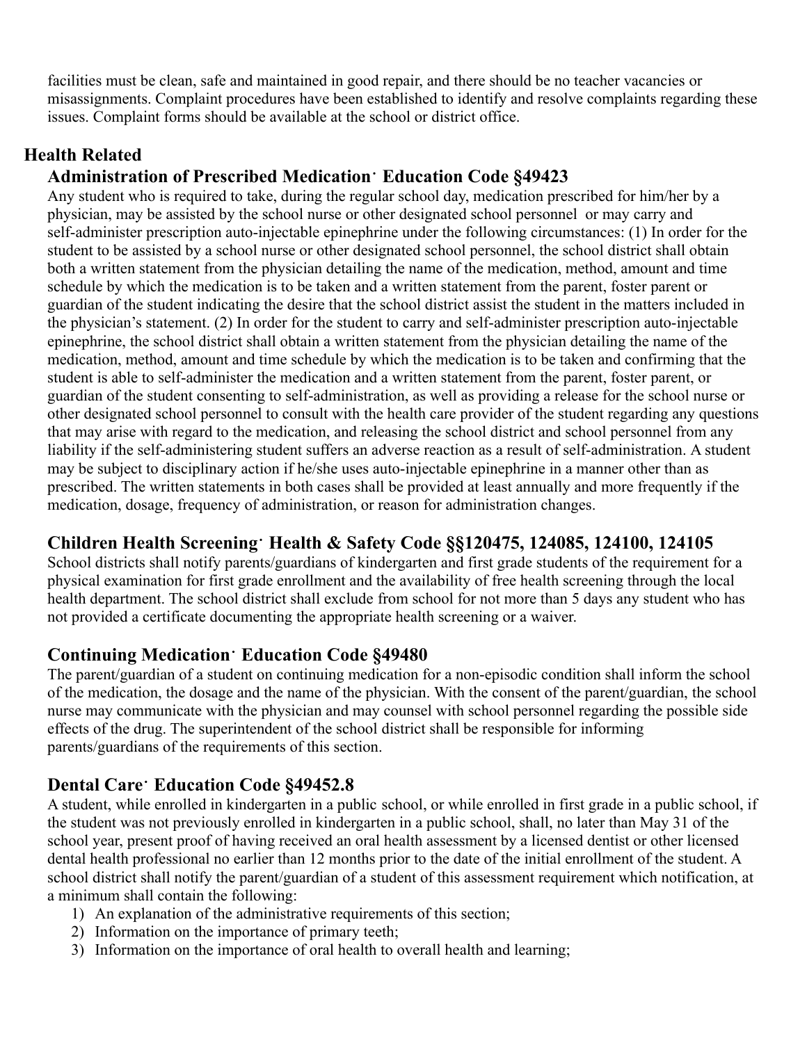facilities must be clean, safe and maintained in good repair, and there should be no teacher vacancies or misassignments. Complaint procedures have been established to identify and resolve complaints regarding these issues. Complaint forms should be available at the school or district office.

## Health Related

### Administration of Prescribed Medication· Education Code §49423

Any student who is required to take, during the regular school day, medication prescribed for him/her by a physician, may be assisted by the school nurse or other designated school personnel or may carry and self-administer prescription auto-injectable epinephrine under the following circumstances: (1) In order for the student to be assisted by a school nurse or other designated school personnel, the school district shall obtain both a written statement from the physician detailing the name of the medication, method, amount and time schedule by which the medication is to be taken and a written statement from the parent, foster parent or guardian of the student indicating the desire that the school district assist the student in the matters included in the physician's statement. (2) In order for the student to carry and self-administer prescription auto-injectable epinephrine, the school district shall obtain a written statement from the physician detailing the name of the medication, method, amount and time schedule by which the medication is to be taken and confirming that the student is able to self-administer the medication and a written statement from the parent, foster parent, or guardian of the student consenting to self-administration, as well as providing a release for the school nurse or other designated school personnel to consult with the health care provider of the student regarding any questions that may arise with regard to the medication, and releasing the school district and school personnel from any liability if the self-administering student suffers an adverse reaction as a result of self-administration. A student may be subject to disciplinary action if he/she uses auto-injectable epinephrine in a manner other than as prescribed. The written statements in both cases shall be provided at least annually and more frequently if the medication, dosage, frequency of administration, or reason for administration changes.

### Children Health Screening· Health & Safety Code §§120475, 124085, 124100, 124105

School districts shall notify parents/guardians of kindergarten and first grade students of the requirement for a physical examination for first grade enrollment and the availability of free health screening through the local health department. The school district shall exclude from school for not more than 5 days any student who has not provided a certificate documenting the appropriate health screening or a waiver.

### Continuing Medication· Education Code §49480

The parent/guardian of a student on continuing medication for a non-episodic condition shall inform the school of the medication, the dosage and the name of the physician. With the consent of the parent/guardian, the school nurse may communicate with the physician and may counsel with school personnel regarding the possible side effects of the drug. The superintendent of the school district shall be responsible for informing parents/guardians of the requirements of this section.

### Dental Care· Education Code §49452.8

A student, while enrolled in kindergarten in a public school, or while enrolled in first grade in a public school, if the student was not previously enrolled in kindergarten in a public school, shall, no later than May 31 of the school year, present proof of having received an oral health assessment by a licensed dentist or other licensed dental health professional no earlier than 12 months prior to the date of the initial enrollment of the student. A school district shall notify the parent/guardian of a student of this assessment requirement which notification, at a minimum shall contain the following:

1) An explanation of the administrative requirements of this section;
2) Information on the importance of primary teeth;
3) Information on the importance of oral health to overall health and learning;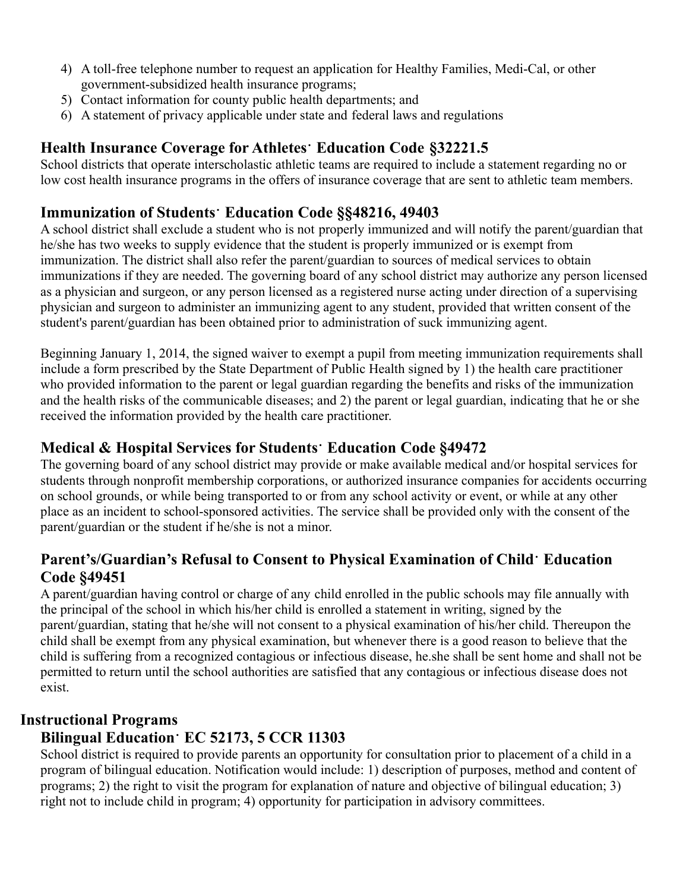4) A toll-free telephone number to request an application for Healthy Families, Medi-Cal, or other government-subsidized health insurance programs;
5) Contact information for county public health departments; and
6) A statement of privacy applicable under state and federal laws and regulations

### Health Insurance Coverage for Athletes· Education Code §32221.5

School districts that operate interscholastic athletic teams are required to include a statement regarding no or low cost health insurance programs in the offers of insurance coverage that are sent to athletic team members.

### Immunization of Students· Education Code §§48216, 49403

A school district shall exclude a student who is not properly immunized and will notify the parent/guardian that he/she has two weeks to supply evidence that the student is properly immunized or is exempt from immunization. The district shall also refer the parent/guardian to sources of medical services to obtain immunizations if they are needed. The governing board of any school district may authorize any person licensed as a physician and surgeon, or any person licensed as a registered nurse acting under direction of a supervising physician and surgeon to administer an immunizing agent to any student, provided that written consent of the student's parent/guardian has been obtained prior to administration of suck immunizing agent.

Beginning January 1, 2014, the signed waiver to exempt a pupil from meeting immunization requirements shall include a form prescribed by the State Department of Public Health signed by 1) the health care practitioner who provided information to the parent or legal guardian regarding the benefits and risks of the immunization and the health risks of the communicable diseases; and 2) the parent or legal guardian, indicating that he or she received the information provided by the health care practitioner.

### Medical & Hospital Services for Students· Education Code §49472

The governing board of any school district may provide or make available medical and/or hospital services for students through nonprofit membership corporations, or authorized insurance companies for accidents occurring on school grounds, or while being transported to or from any school activity or event, or while at any other place as an incident to school-sponsored activities. The service shall be provided only with the consent of the parent/guardian or the student if he/she is not a minor.

### Parent's/Guardian's Refusal to Consent to Physical Examination of Child· Education Code §49451

A parent/guardian having control or charge of any child enrolled in the public schools may file annually with the principal of the school in which his/her child is enrolled a statement in writing, signed by the parent/guardian, stating that he/she will not consent to a physical examination of his/her child. Thereupon the child shall be exempt from any physical examination, but whenever there is a good reason to believe that the child is suffering from a recognized contagious or infectious disease, he.she shall be sent home and shall not be permitted to return until the school authorities are satisfied that any contagious or infectious disease does not exist.

## Instructional Programs

### Bilingual Education· EC 52173, 5 CCR 11303

School district is required to provide parents an opportunity for consultation prior to placement of a child in a program of bilingual education. Notification would include: 1) description of purposes, method and content of programs; 2) the right to visit the program for explanation of nature and objective of bilingual education; 3) right not to include child in program; 4) opportunity for participation in advisory committees.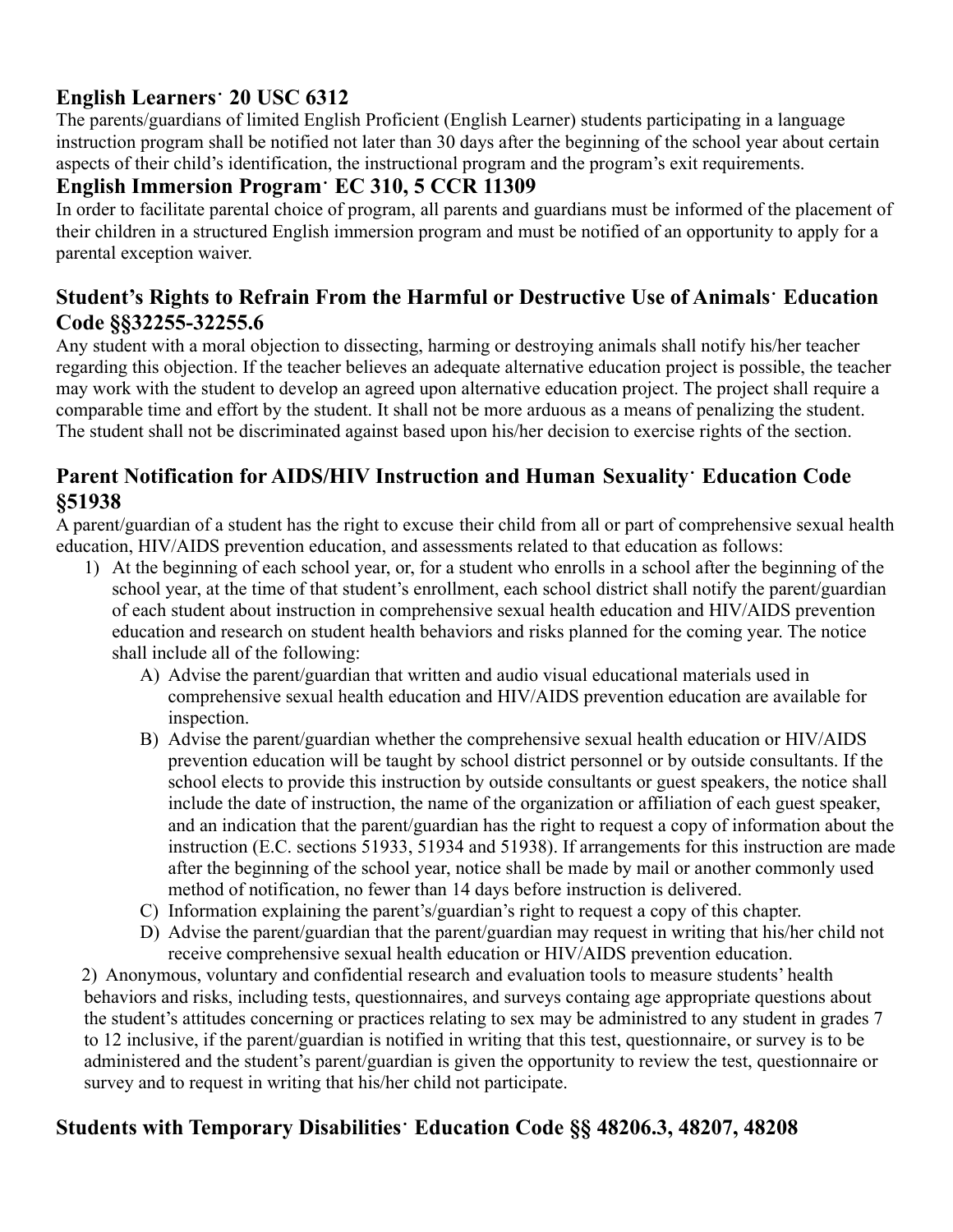## English Learners· 20 USC 6312

The parents/guardians of limited English Proficient (English Learner) students participating in a language instruction program shall be notified not later than 30 days after the beginning of the school year about certain aspects of their child's identification, the instructional program and the program's exit requirements.

## English Immersion Program· EC 310, 5 CCR 11309

In order to facilitate parental choice of program, all parents and guardians must be informed of the placement of their children in a structured English immersion program and must be notified of an opportunity to apply for a parental exception waiver.

## Student's Rights to Refrain From the Harmful or Destructive Use of Animals· Education Code §§32255-32255.6

Any student with a moral objection to dissecting, harming or destroying animals shall notify his/her teacher regarding this objection. If the teacher believes an adequate alternative education project is possible, the teacher may work with the student to develop an agreed upon alternative education project. The project shall require a comparable time and effort by the student. It shall not be more arduous as a means of penalizing the student. The student shall not be discriminated against based upon his/her decision to exercise rights of the section.

## Parent Notification for AIDS/HIV Instruction and Human Sexuality· Education Code §51938

A parent/guardian of a student has the right to excuse their child from all or part of comprehensive sexual health education, HIV/AIDS prevention education, and assessments related to that education as follows:

1) At the beginning of each school year, or, for a student who enrolls in a school after the beginning of the school year, at the time of that student's enrollment, each school district shall notify the parent/guardian of each student about instruction in comprehensive sexual health education and HIV/AIDS prevention education and research on student health behaviors and risks planned for the coming year. The notice shall include all of the following:
    - A) Advise the parent/guardian that written and audio visual educational materials used in comprehensive sexual health education and HIV/AIDS prevention education are available for inspection.
    - B) Advise the parent/guardian whether the comprehensive sexual health education or HIV/AIDS prevention education will be taught by school district personnel or by outside consultants. If the school elects to provide this instruction by outside consultants or guest speakers, the notice shall include the date of instruction, the name of the organization or affiliation of each guest speaker, and an indication that the parent/guardian has the right to request a copy of information about the instruction (E.C. sections 51933, 51934 and 51938). If arrangements for this instruction are made after the beginning of the school year, notice shall be made by mail or another commonly used method of notification, no fewer than 14 days before instruction is delivered.
    - C) Information explaining the parent's/guardian's right to request a copy of this chapter.
    - D) Advise the parent/guardian that the parent/guardian may request in writing that his/her child not receive comprehensive sexual health education or HIV/AIDS prevention education.

2) Anonymous, voluntary and confidential research and evaluation tools to measure students' health behaviors and risks, including tests, questionnaires, and surveys containg age appropriate questions about the student's attitudes concerning or practices relating to sex may be administred to any student in grades 7 to 12 inclusive, if the parent/guardian is notified in writing that this test, questionnaire, or survey is to be administered and the student's parent/guardian is given the opportunity to review the test, questionnaire or survey and to request in writing that his/her child not participate.

## Students with Temporary Disabilities· Education Code §§ 48206.3, 48207, 48208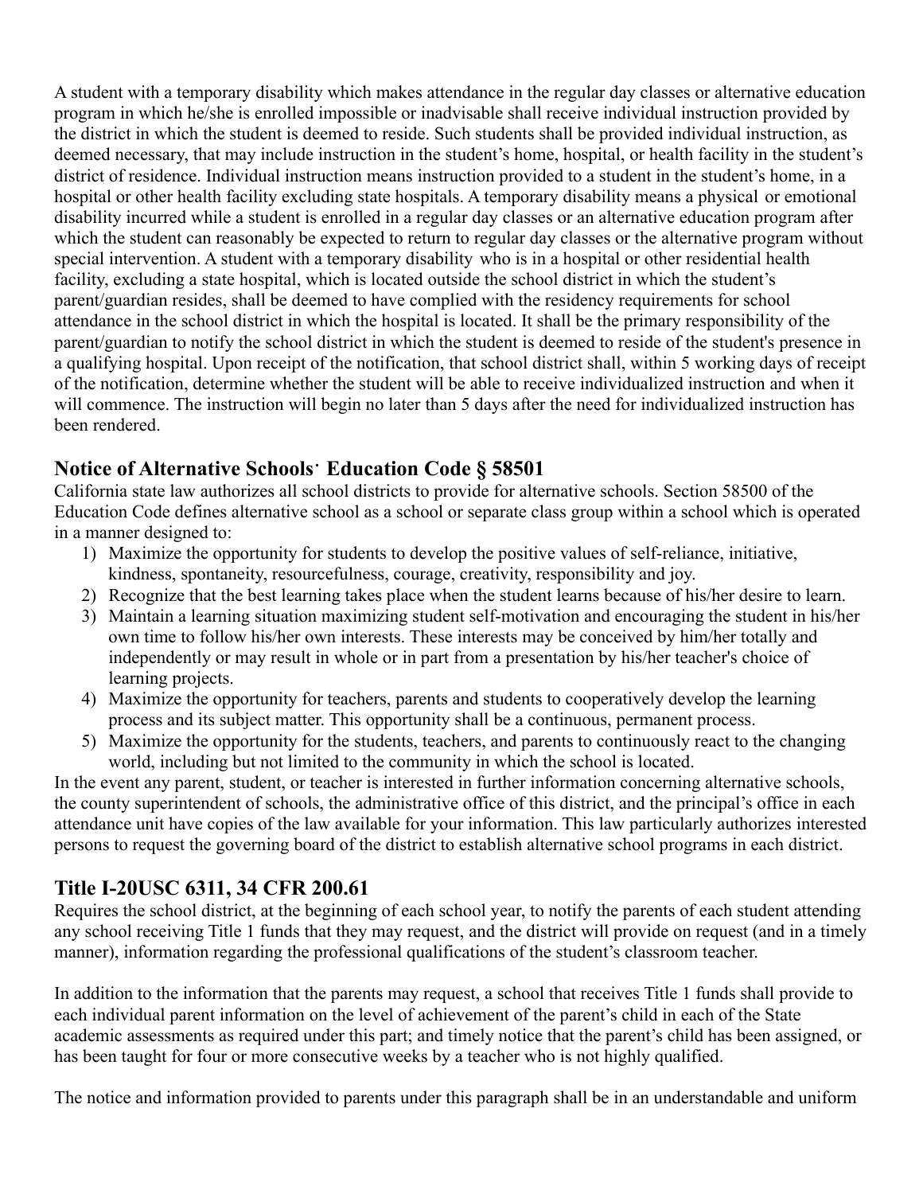A student with a temporary disability which makes attendance in the regular day classes or alternative education program in which he/she is enrolled impossible or inadvisable shall receive individual instruction provided by the district in which the student is deemed to reside. Such students shall be provided individual instruction, as deemed necessary, that may include instruction in the student's home, hospital, or health facility in the student's district of residence. Individual instruction means instruction provided to a student in the student's home, in a hospital or other health facility excluding state hospitals. A temporary disability means a physical or emotional disability incurred while a student is enrolled in a regular day classes or an alternative education program after which the student can reasonably be expected to return to regular day classes or the alternative program without special intervention. A student with a temporary disability who is in a hospital or other residential health facility, excluding a state hospital, which is located outside the school district in which the student's parent/guardian resides, shall be deemed to have complied with the residency requirements for school attendance in the school district in which the hospital is located. It shall be the primary responsibility of the parent/guardian to notify the school district in which the student is deemed to reside of the student's presence in a qualifying hospital. Upon receipt of the notification, that school district shall, within 5 working days of receipt of the notification, determine whether the student will be able to receive individualized instruction and when it will commence. The instruction will begin no later than 5 days after the need for individualized instruction has been rendered.

## Notice of Alternative Schools· Education Code § 58501

California state law authorizes all school districts to provide for alternative schools. Section 58500 of the Education Code defines alternative school as a school or separate class group within a school which is operated in a manner designed to:

1) Maximize the opportunity for students to develop the positive values of self-reliance, initiative, kindness, spontaneity, resourcefulness, courage, creativity, responsibility and joy.
2) Recognize that the best learning takes place when the student learns because of his/her desire to learn.
3) Maintain a learning situation maximizing student self-motivation and encouraging the student in his/her own time to follow his/her own interests. These interests may be conceived by him/her totally and independently or may result in whole or in part from a presentation by his/her teacher's choice of learning projects.
4) Maximize the opportunity for teachers, parents and students to cooperatively develop the learning process and its subject matter. This opportunity shall be a continuous, permanent process.
5) Maximize the opportunity for the students, teachers, and parents to continuously react to the changing world, including but not limited to the community in which the school is located.

In the event any parent, student, or teacher is interested in further information concerning alternative schools, the county superintendent of schools, the administrative office of this district, and the principal's office in each attendance unit have copies of the law available for your information. This law particularly authorizes interested persons to request the governing board of the district to establish alternative school programs in each district.

## Title I-20USC 6311, 34 CFR 200.61

Requires the school district, at the beginning of each school year, to notify the parents of each student attending any school receiving Title 1 funds that they may request, and the district will provide on request (and in a timely manner), information regarding the professional qualifications of the student's classroom teacher.

In addition to the information that the parents may request, a school that receives Title 1 funds shall provide to each individual parent information on the level of achievement of the parent's child in each of the State academic assessments as required under this part; and timely notice that the parent's child has been assigned, or has been taught for four or more consecutive weeks by a teacher who is not highly qualified.

The notice and information provided to parents under this paragraph shall be in an understandable and uniform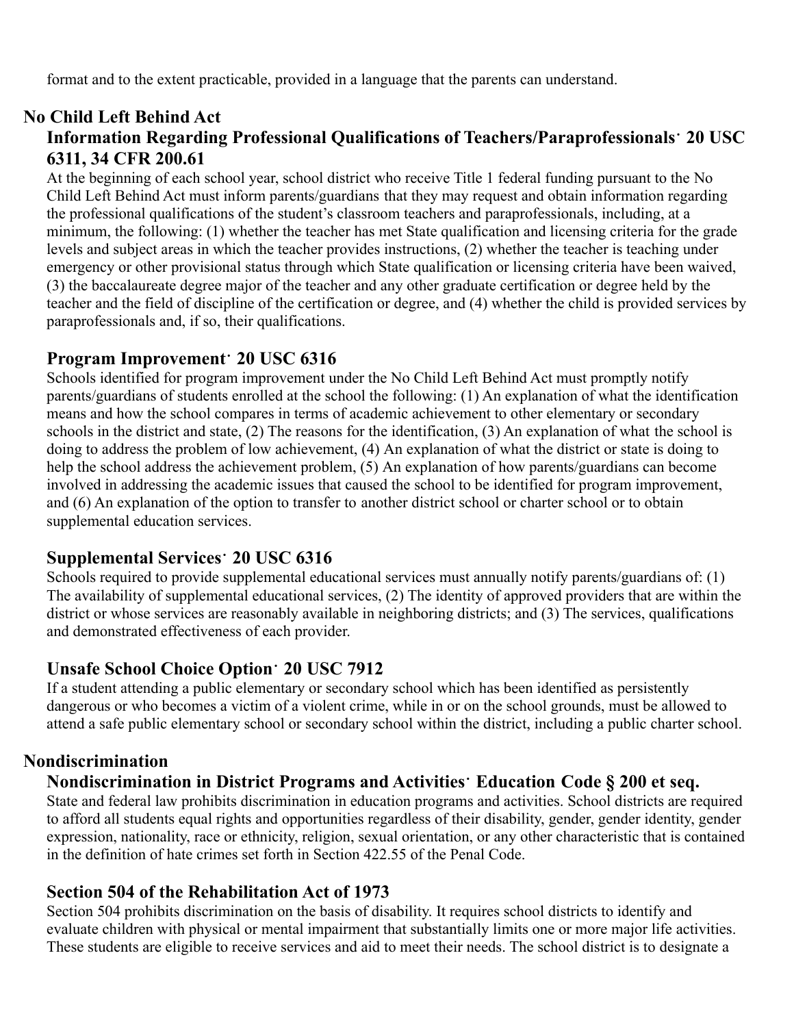format and to the extent practicable, provided in a language that the parents can understand.

## No Child Left Behind Act

### Information Regarding Professional Qualifications of Teachers/Paraprofessionals· 20 USC 6311, 34 CFR 200.61

At the beginning of each school year, school district who receive Title 1 federal funding pursuant to the No Child Left Behind Act must inform parents/guardians that they may request and obtain information regarding the professional qualifications of the student's classroom teachers and paraprofessionals, including, at a minimum, the following: (1) whether the teacher has met State qualification and licensing criteria for the grade levels and subject areas in which the teacher provides instructions, (2) whether the teacher is teaching under emergency or other provisional status through which State qualification or licensing criteria have been waived, (3) the baccalaureate degree major of the teacher and any other graduate certification or degree held by the teacher and the field of discipline of the certification or degree, and (4) whether the child is provided services by paraprofessionals and, if so, their qualifications.

### Program Improvement· 20 USC 6316

Schools identified for program improvement under the No Child Left Behind Act must promptly notify parents/guardians of students enrolled at the school the following: (1) An explanation of what the identification means and how the school compares in terms of academic achievement to other elementary or secondary schools in the district and state, (2) The reasons for the identification, (3) An explanation of what the school is doing to address the problem of low achievement, (4) An explanation of what the district or state is doing to help the school address the achievement problem, (5) An explanation of how parents/guardians can become involved in addressing the academic issues that caused the school to be identified for program improvement, and (6) An explanation of the option to transfer to another district school or charter school or to obtain supplemental education services.

### Supplemental Services· 20 USC 6316

Schools required to provide supplemental educational services must annually notify parents/guardians of: (1) The availability of supplemental educational services, (2) The identity of approved providers that are within the district or whose services are reasonably available in neighboring districts; and (3) The services, qualifications and demonstrated effectiveness of each provider.

### Unsafe School Choice Option· 20 USC 7912

If a student attending a public elementary or secondary school which has been identified as persistently dangerous or who becomes a victim of a violent crime, while in or on the school grounds, must be allowed to attend a safe public elementary school or secondary school within the district, including a public charter school.

## Nondiscrimination

### Nondiscrimination in District Programs and Activities· Education Code § 200 et seq.

State and federal law prohibits discrimination in education programs and activities. School districts are required to afford all students equal rights and opportunities regardless of their disability, gender, gender identity, gender expression, nationality, race or ethnicity, religion, sexual orientation, or any other characteristic that is contained in the definition of hate crimes set forth in Section 422.55 of the Penal Code.

### Section 504 of the Rehabilitation Act of 1973

Section 504 prohibits discrimination on the basis of disability. It requires school districts to identify and evaluate children with physical or mental impairment that substantially limits one or more major life activities. These students are eligible to receive services and aid to meet their needs. The school district is to designate a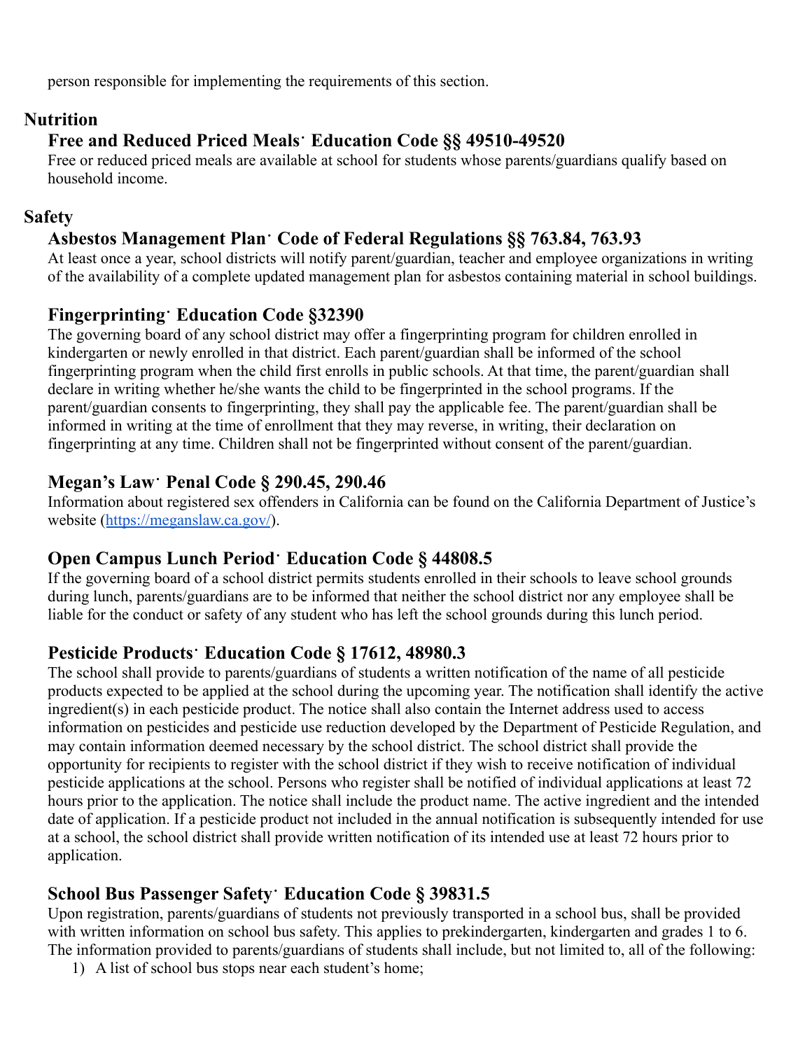person responsible for implementing the requirements of this section.

## Nutrition

### Free and Reduced Priced Meals· Education Code §§ 49510-49520

Free or reduced priced meals are available at school for students whose parents/guardians qualify based on household income.

## Safety

### Asbestos Management Plan· Code of Federal Regulations §§ 763.84, 763.93

At least once a year, school districts will notify parent/guardian, teacher and employee organizations in writing of the availability of a complete updated management plan for asbestos containing material in school buildings.

### Fingerprinting· Education Code §32390

The governing board of any school district may offer a fingerprinting program for children enrolled in kindergarten or newly enrolled in that district. Each parent/guardian shall be informed of the school fingerprinting program when the child first enrolls in public schools. At that time, the parent/guardian shall declare in writing whether he/she wants the child to be fingerprinted in the school programs. If the parent/guardian consents to fingerprinting, they shall pay the applicable fee. The parent/guardian shall be informed in writing at the time of enrollment that they may reverse, in writing, their declaration on fingerprinting at any time. Children shall not be fingerprinted without consent of the parent/guardian.

### Megan's Law· Penal Code § 290.45, 290.46

Information about registered sex offenders in California can be found on the California Department of Justice's website ([https://meganslaw.ca.gov/](https://meganslaw.ca.gov/)).

### Open Campus Lunch Period· Education Code § 44808.5

If the governing board of a school district permits students enrolled in their schools to leave school grounds during lunch, parents/guardians are to be informed that neither the school district nor any employee shall be liable for the conduct or safety of any student who has left the school grounds during this lunch period.

### Pesticide Products· Education Code § 17612, 48980.3

The school shall provide to parents/guardians of students a written notification of the name of all pesticide products expected to be applied at the school during the upcoming year. The notification shall identify the active ingredient(s) in each pesticide product. The notice shall also contain the Internet address used to access information on pesticides and pesticide use reduction developed by the Department of Pesticide Regulation, and may contain information deemed necessary by the school district. The school district shall provide the opportunity for recipients to register with the school district if they wish to receive notification of individual pesticide applications at the school. Persons who register shall be notified of individual applications at least 72 hours prior to the application. The notice shall include the product name. The active ingredient and the intended date of application. If a pesticide product not included in the annual notification is subsequently intended for use at a school, the school district shall provide written notification of its intended use at least 72 hours prior to application.

### School Bus Passenger Safety· Education Code § 39831.5

Upon registration, parents/guardians of students not previously transported in a school bus, shall be provided with written information on school bus safety. This applies to prekindergarten, kindergarten and grades 1 to 6. The information provided to parents/guardians of students shall include, but not limited to, all of the following:

1) A list of school bus stops near each student's home;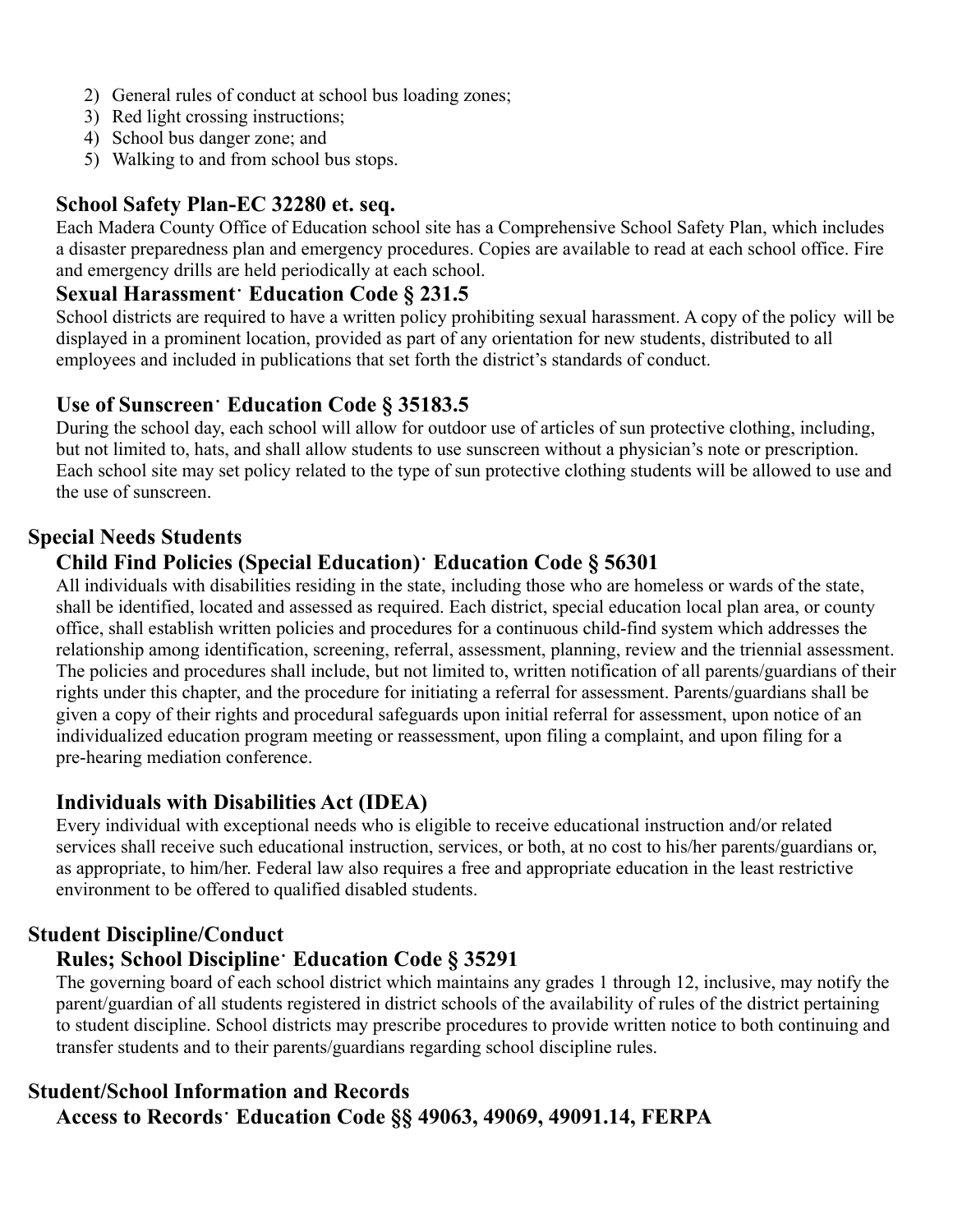2) General rules of conduct at school bus loading zones;
3) Red light crossing instructions;
4) School bus danger zone; and
5) Walking to and from school bus stops.

### School Safety Plan-EC 32280 et. seq.

Each Madera County Office of Education school site has a Comprehensive School Safety Plan, which includes a disaster preparedness plan and emergency procedures. Copies are available to read at each school office. Fire and emergency drills are held periodically at each school.

### Sexual Harassment· Education Code § 231.5

School districts are required to have a written policy prohibiting sexual harassment. A copy of the policy will be displayed in a prominent location, provided as part of any orientation for new students, distributed to all employees and included in publications that set forth the district's standards of conduct.

### Use of Sunscreen· Education Code § 35183.5

During the school day, each school will allow for outdoor use of articles of sun protective clothing, including, but not limited to, hats, and shall allow students to use sunscreen without a physician's note or prescription. Each school site may set policy related to the type of sun protective clothing students will be allowed to use and the use of sunscreen.

## Special Needs Students

### Child Find Policies (Special Education)· Education Code § 56301

All individuals with disabilities residing in the state, including those who are homeless or wards of the state, shall be identified, located and assessed as required. Each district, special education local plan area, or county office, shall establish written policies and procedures for a continuous child-find system which addresses the relationship among identification, screening, referral, assessment, planning, review and the triennial assessment. The policies and procedures shall include, but not limited to, written notification of all parents/guardians of their rights under this chapter, and the procedure for initiating a referral for assessment. Parents/guardians shall be given a copy of their rights and procedural safeguards upon initial referral for assessment, upon notice of an individualized education program meeting or reassessment, upon filing a complaint, and upon filing for a pre-hearing mediation conference.

### Individuals with Disabilities Act (IDEA)

Every individual with exceptional needs who is eligible to receive educational instruction and/or related services shall receive such educational instruction, services, or both, at no cost to his/her parents/guardians or, as appropriate, to him/her. Federal law also requires a free and appropriate education in the least restrictive environment to be offered to qualified disabled students.

## Student Discipline/Conduct

### Rules; School Discipline· Education Code § 35291

The governing board of each school district which maintains any grades 1 through 12, inclusive, may notify the parent/guardian of all students registered in district schools of the availability of rules of the district pertaining to student discipline. School districts may prescribe procedures to provide written notice to both continuing and transfer students and to their parents/guardians regarding school discipline rules.

## Student/School Information and Records

### Access to Records· Education Code §§ 49063, 49069, 49091.14, FERPA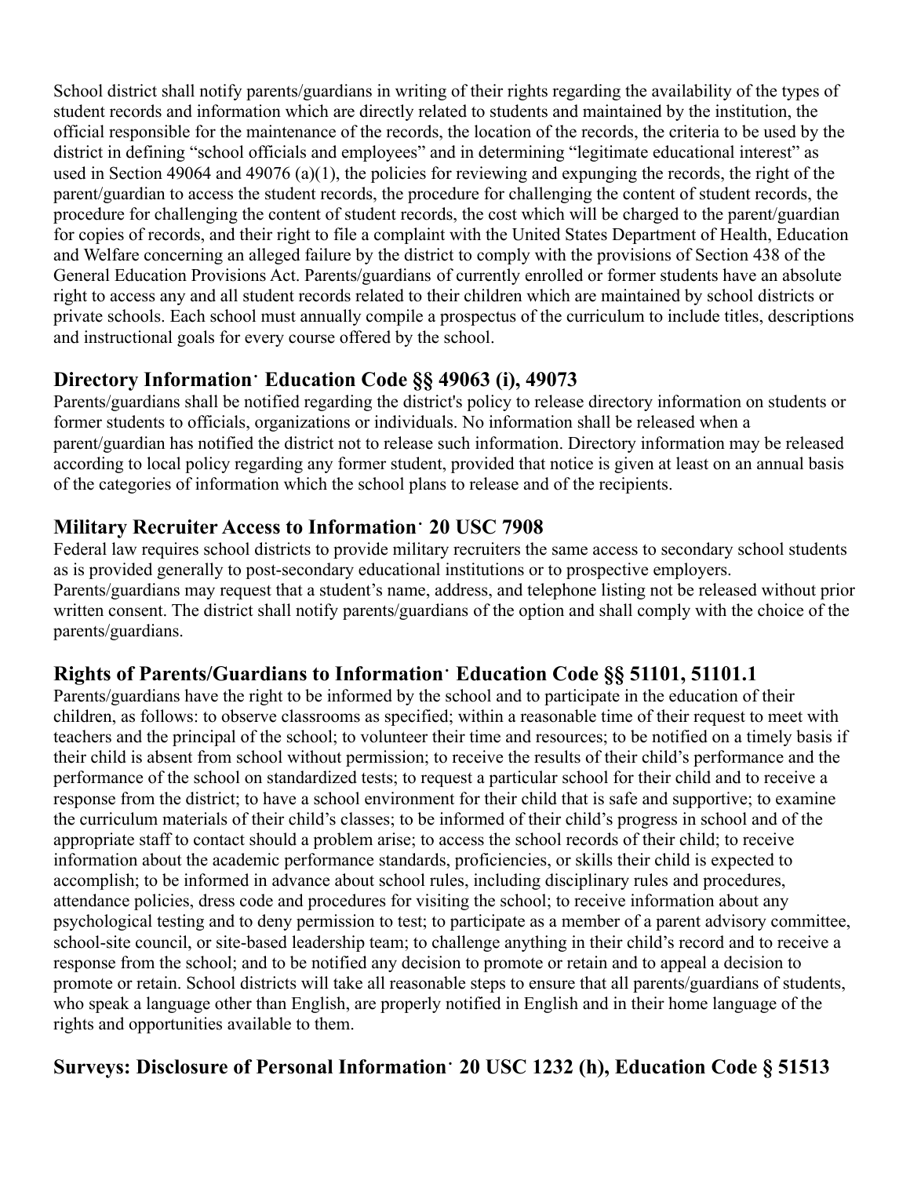School district shall notify parents/guardians in writing of their rights regarding the availability of the types of student records and information which are directly related to students and maintained by the institution, the official responsible for the maintenance of the records, the location of the records, the criteria to be used by the district in defining "school officials and employees" and in determining "legitimate educational interest" as used in Section 49064 and 49076 (a)(1), the policies for reviewing and expunging the records, the right of the parent/guardian to access the student records, the procedure for challenging the content of student records, the procedure for challenging the content of student records, the cost which will be charged to the parent/guardian for copies of records, and their right to file a complaint with the United States Department of Health, Education and Welfare concerning an alleged failure by the district to comply with the provisions of Section 438 of the General Education Provisions Act. Parents/guardians of currently enrolled or former students have an absolute right to access any and all student records related to their children which are maintained by school districts or private schools. Each school must annually compile a prospectus of the curriculum to include titles, descriptions and instructional goals for every course offered by the school.

## Directory Information· Education Code §§ 49063 (i), 49073

Parents/guardians shall be notified regarding the district's policy to release directory information on students or former students to officials, organizations or individuals. No information shall be released when a parent/guardian has notified the district not to release such information. Directory information may be released according to local policy regarding any former student, provided that notice is given at least on an annual basis of the categories of information which the school plans to release and of the recipients.

## Military Recruiter Access to Information· 20 USC 7908

Federal law requires school districts to provide military recruiters the same access to secondary school students as is provided generally to post-secondary educational institutions or to prospective employers. Parents/guardians may request that a student's name, address, and telephone listing not be released without prior written consent. The district shall notify parents/guardians of the option and shall comply with the choice of the parents/guardians.

## Rights of Parents/Guardians to Information· Education Code §§ 51101, 51101.1

Parents/guardians have the right to be informed by the school and to participate in the education of their children, as follows: to observe classrooms as specified; within a reasonable time of their request to meet with teachers and the principal of the school; to volunteer their time and resources; to be notified on a timely basis if their child is absent from school without permission; to receive the results of their child's performance and the performance of the school on standardized tests; to request a particular school for their child and to receive a response from the district; to have a school environment for their child that is safe and supportive; to examine the curriculum materials of their child's classes; to be informed of their child's progress in school and of the appropriate staff to contact should a problem arise; to access the school records of their child; to receive information about the academic performance standards, proficiencies, or skills their child is expected to accomplish; to be informed in advance about school rules, including disciplinary rules and procedures, attendance policies, dress code and procedures for visiting the school; to receive information about any psychological testing and to deny permission to test; to participate as a member of a parent advisory committee, school-site council, or site-based leadership team; to challenge anything in their child's record and to receive a response from the school; and to be notified any decision to promote or retain and to appeal a decision to promote or retain. School districts will take all reasonable steps to ensure that all parents/guardians of students, who speak a language other than English, are properly notified in English and in their home language of the rights and opportunities available to them.

## Surveys: Disclosure of Personal Information· 20 USC 1232 (h), Education Code § 51513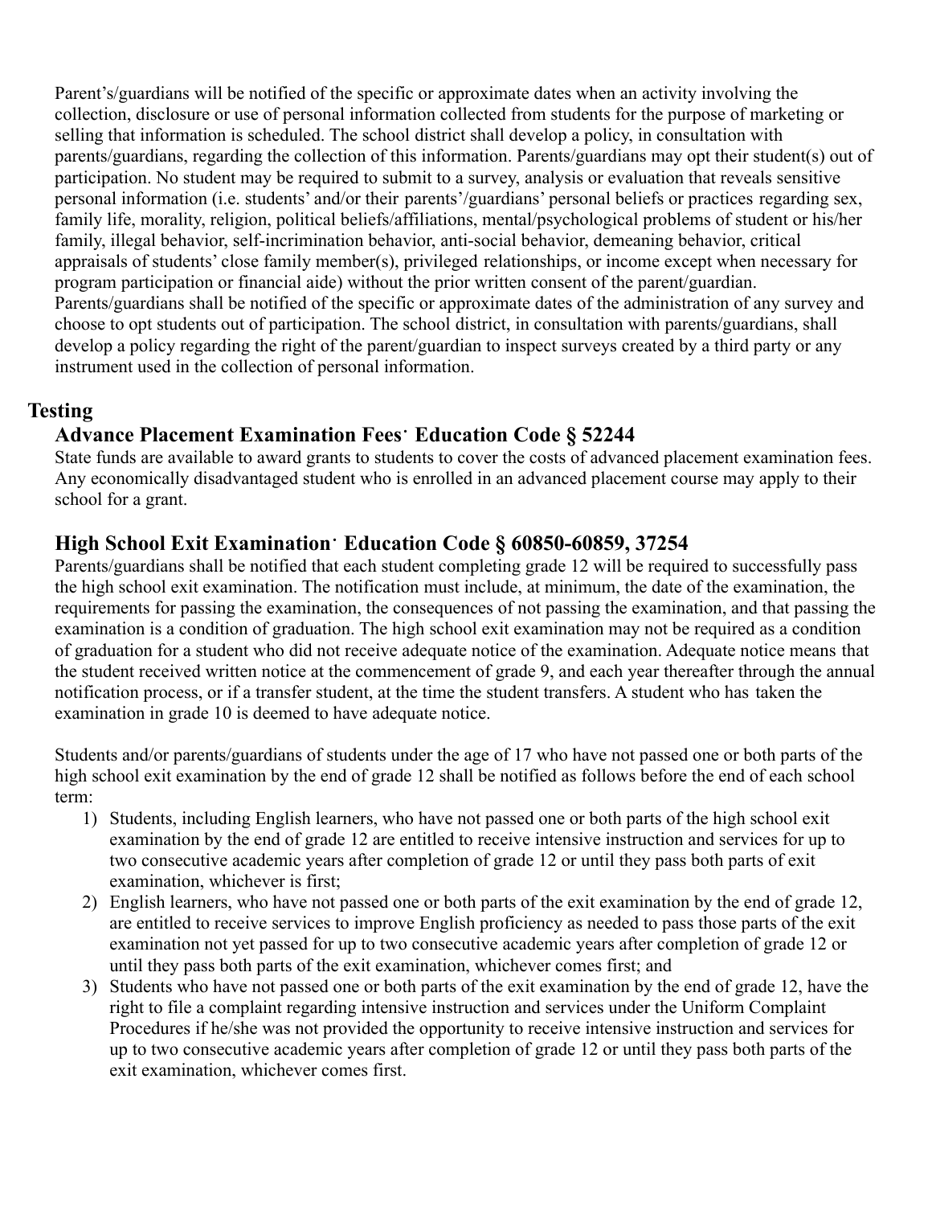Parent's/guardians will be notified of the specific or approximate dates when an activity involving the collection, disclosure or use of personal information collected from students for the purpose of marketing or selling that information is scheduled. The school district shall develop a policy, in consultation with parents/guardians, regarding the collection of this information. Parents/guardians may opt their student(s) out of participation. No student may be required to submit to a survey, analysis or evaluation that reveals sensitive personal information (i.e. students' and/or their parents'/guardians' personal beliefs or practices regarding sex, family life, morality, religion, political beliefs/affiliations, mental/psychological problems of student or his/her family, illegal behavior, self-incrimination behavior, anti-social behavior, demeaning behavior, critical appraisals of students' close family member(s), privileged relationships, or income except when necessary for program participation or financial aide) without the prior written consent of the parent/guardian. Parents/guardians shall be notified of the specific or approximate dates of the administration of any survey and choose to opt students out of participation. The school district, in consultation with parents/guardians, shall develop a policy regarding the right of the parent/guardian to inspect surveys created by a third party or any instrument used in the collection of personal information.

## Testing

### Advance Placement Examination Fees· Education Code § 52244

State funds are available to award grants to students to cover the costs of advanced placement examination fees. Any economically disadvantaged student who is enrolled in an advanced placement course may apply to their school for a grant.

### High School Exit Examination· Education Code § 60850-60859, 37254

Parents/guardians shall be notified that each student completing grade 12 will be required to successfully pass the high school exit examination. The notification must include, at minimum, the date of the examination, the requirements for passing the examination, the consequences of not passing the examination, and that passing the examination is a condition of graduation. The high school exit examination may not be required as a condition of graduation for a student who did not receive adequate notice of the examination. Adequate notice means that the student received written notice at the commencement of grade 9, and each year thereafter through the annual notification process, or if a transfer student, at the time the student transfers. A student who has taken the examination in grade 10 is deemed to have adequate notice.

Students and/or parents/guardians of students under the age of 17 who have not passed one or both parts of the high school exit examination by the end of grade 12 shall be notified as follows before the end of each school term:

1) Students, including English learners, who have not passed one or both parts of the high school exit examination by the end of grade 12 are entitled to receive intensive instruction and services for up to two consecutive academic years after completion of grade 12 or until they pass both parts of exit examination, whichever is first;
2) English learners, who have not passed one or both parts of the exit examination by the end of grade 12, are entitled to receive services to improve English proficiency as needed to pass those parts of the exit examination not yet passed for up to two consecutive academic years after completion of grade 12 or until they pass both parts of the exit examination, whichever comes first; and
3) Students who have not passed one or both parts of the exit examination by the end of grade 12, have the right to file a complaint regarding intensive instruction and services under the Uniform Complaint Procedures if he/she was not provided the opportunity to receive intensive instruction and services for up to two consecutive academic years after completion of grade 12 or until they pass both parts of the exit examination, whichever comes first.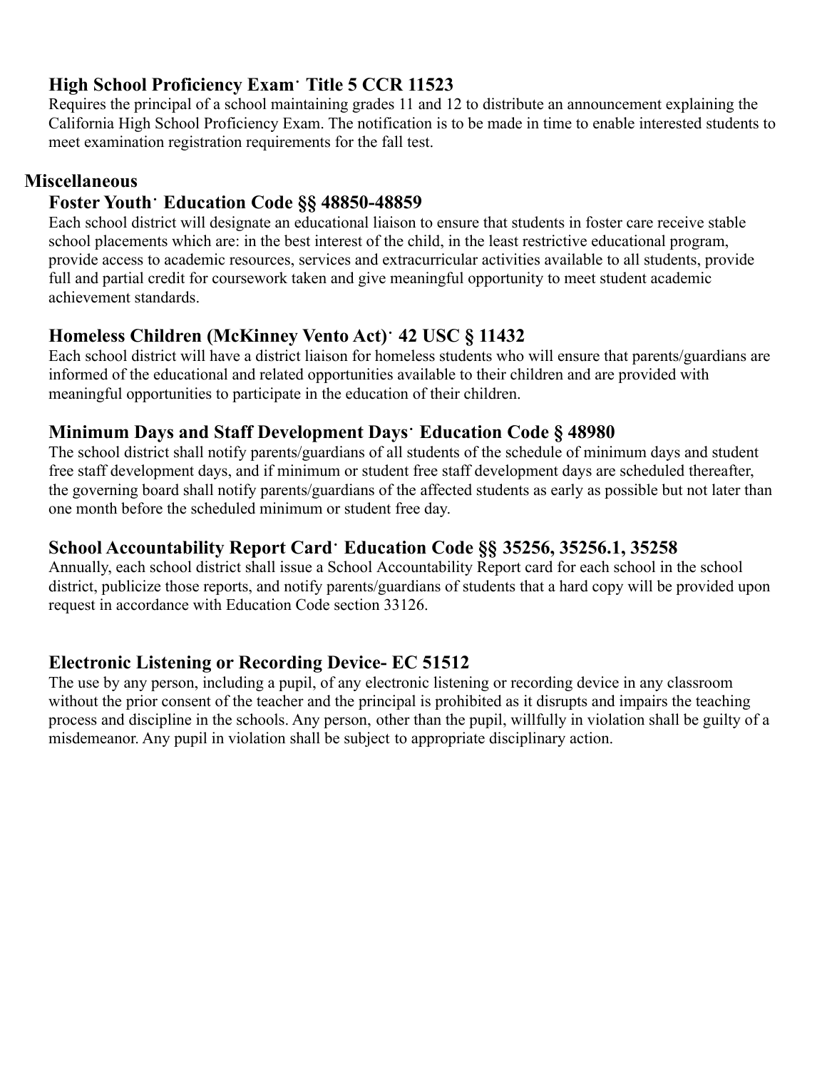### High School Proficiency Exam· Title 5 CCR 11523

Requires the principal of a school maintaining grades 11 and 12 to distribute an announcement explaining the California High School Proficiency Exam. The notification is to be made in time to enable interested students to meet examination registration requirements for the fall test.

## Miscellaneous

### Foster Youth· Education Code §§ 48850-48859

Each school district will designate an educational liaison to ensure that students in foster care receive stable school placements which are: in the best interest of the child, in the least restrictive educational program, provide access to academic resources, services and extracurricular activities available to all students, provide full and partial credit for coursework taken and give meaningful opportunity to meet student academic achievement standards.

### Homeless Children (McKinney Vento Act)· 42 USC § 11432

Each school district will have a district liaison for homeless students who will ensure that parents/guardians are informed of the educational and related opportunities available to their children and are provided with meaningful opportunities to participate in the education of their children.

### Minimum Days and Staff Development Days· Education Code § 48980

The school district shall notify parents/guardians of all students of the schedule of minimum days and student free staff development days, and if minimum or student free staff development days are scheduled thereafter, the governing board shall notify parents/guardians of the affected students as early as possible but not later than one month before the scheduled minimum or student free day.

### School Accountability Report Card· Education Code §§ 35256, 35256.1, 35258

Annually, each school district shall issue a School Accountability Report card for each school in the school district, publicize those reports, and notify parents/guardians of students that a hard copy will be provided upon request in accordance with Education Code section 33126.

### Electronic Listening or Recording Device- EC 51512

The use by any person, including a pupil, of any electronic listening or recording device in any classroom without the prior consent of the teacher and the principal is prohibited as it disrupts and impairs the teaching process and discipline in the schools. Any person, other than the pupil, willfully in violation shall be guilty of a misdemeanor. Any pupil in violation shall be subject to appropriate disciplinary action.